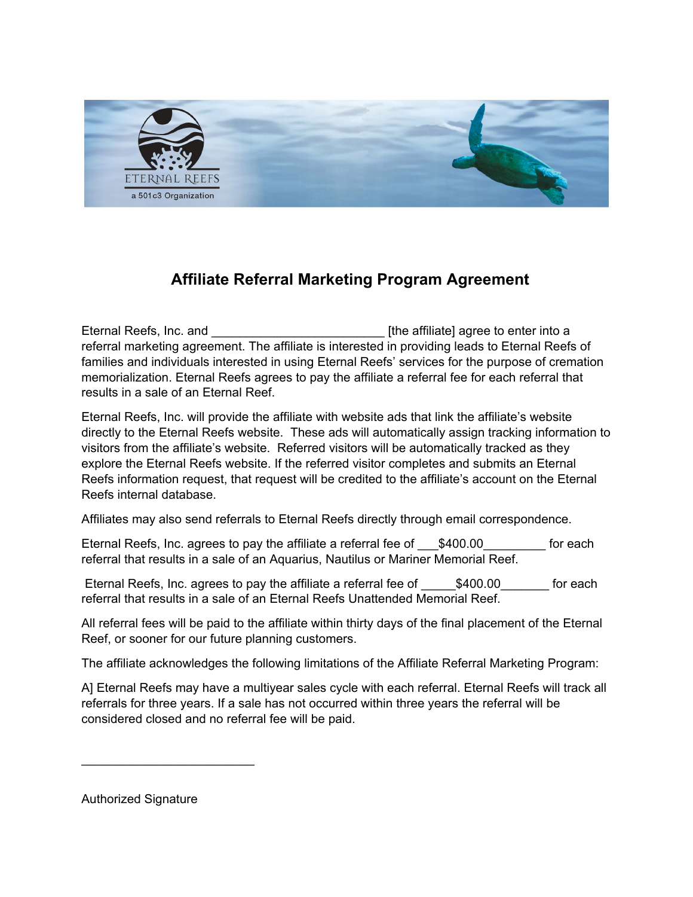ETERNAL REEFS

a 501c3 Organization

# Affiliate Referral Marketing Program Agreement

Eternal Reefs, Inc. and _________________________ [the affiliate] agree to enter into a referral marketing agreement. The affiliate is interested in providing leads to Eternal Reefs of families and individuals interested in using Eternal Reefs' services for the purpose of cremation memorialization. Eternal Reefs agrees to pay the affiliate a referral fee for each referral that results in a sale of an Eternal Reef.

Eternal Reefs, Inc. will provide the affiliate with website ads that link the affiliate's website directly to the Eternal Reefs website. These ads will automatically assign tracking information to visitors from the affiliate's website. Referred visitors will be automatically tracked as they explore the Eternal Reefs website. If the referred visitor completes and submits an Eternal Reefs information request, that request will be credited to the affiliate's account on the Eternal Reefs internal database.

Affiliates may also send referrals to Eternal Reefs directly through email correspondence.

Eternal Reefs, Inc. agrees to pay the affiliate a referral fee of ___$400.00_________ for each referral that results in a sale of an Aquarius, Nautilus or Mariner Memorial Reef.

Eternal Reefs, Inc. agrees to pay the affiliate a referral fee of _____$400.00_______ for each referral that results in a sale of an Eternal Reefs Unattended Memorial Reef.

All referral fees will be paid to the affiliate within thirty days of the final placement of the Eternal Reef, or sooner for our future planning customers.

The affiliate acknowledges the following limitations of the Affiliate Referral Marketing Program:

A] Eternal Reefs may have a multiyear sales cycle with each referral. Eternal Reefs will track all referrals for three years. If a sale has not occurred within three years the referral will be considered closed and no referral fee will be paid.

_________________________

Authorized Signature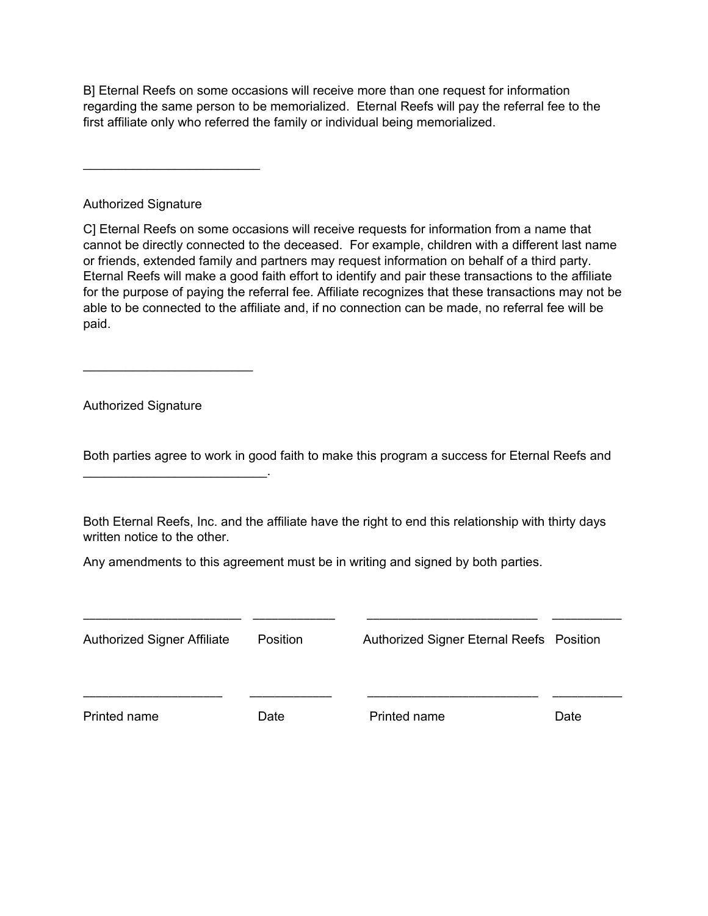B] Eternal Reefs on some occasions will receive more than one request for information regarding the same person to be memorialized. Eternal Reefs will pay the referral fee to the first affiliate only who referred the family or individual being memorialized.

_________________________

Authorized Signature

C] Eternal Reefs on some occasions will receive requests for information from a name that cannot be directly connected to the deceased. For example, children with a different last name or friends, extended family and partners may request information on behalf of a third party. Eternal Reefs will make a good faith effort to identify and pair these transactions to the affiliate for the purpose of paying the referral fee. Affiliate recognizes that these transactions may not be able to be connected to the affiliate and, if no connection can be made, no referral fee will be paid.

________________________

Authorized Signature

Both parties agree to work in good faith to make this program a success for Eternal Reefs and __________________________.

Both Eternal Reefs, Inc. and the affiliate have the right to end this relationship with thirty days written notice to the other.

Any amendments to this agreement must be in writing and signed by both parties.

| | | | |
|---|---|---|---|
| ______________________ | ___________ | ________________________ | _________ |
| Authorized Signer Affiliate | Position | Authorized Signer Eternal Reefs | Position |
| ___________________ | ___________ | ________________________ | _________ |
| Printed name | Date | Printed name | Date |